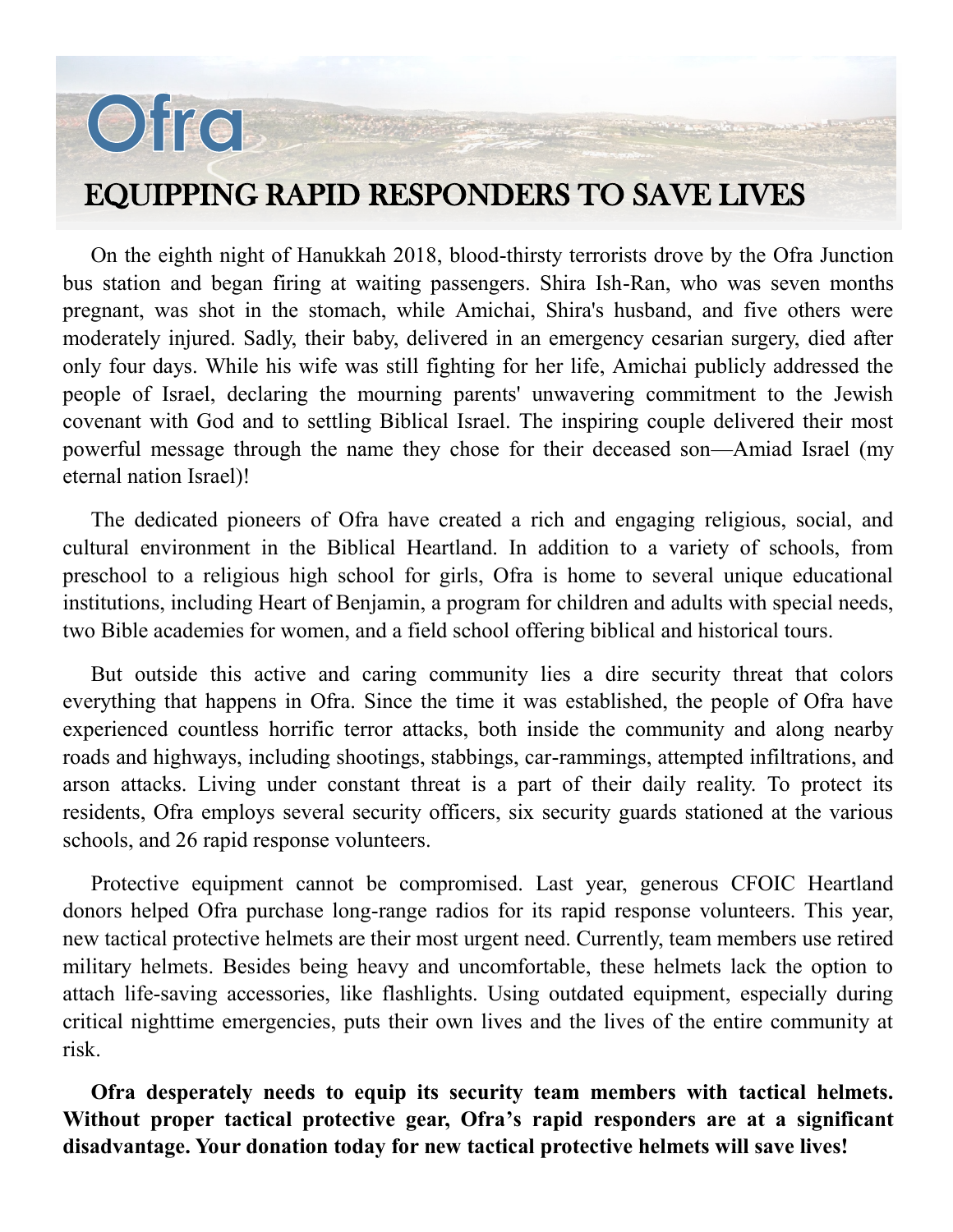# Ofra

## EQUIPPING RAPID RESPONDERS TO SAVE LIVES

On the eighth night of Hanukkah 2018, blood-thirsty terrorists drove by the Ofra Junction bus station and began firing at waiting passengers. Shira Ish-Ran, who was seven months pregnant, was shot in the stomach, while Amichai, Shira's husband, and five others were moderately injured. Sadly, their baby, delivered in an emergency cesarian surgery, died after only four days. While his wife was still fighting for her life, Amichai publicly addressed the people of Israel, declaring the mourning parents' unwavering commitment to the Jewish covenant with God and to settling Biblical Israel. The inspiring couple delivered their most powerful message through the name they chose for their deceased son—Amiad Israel (my eternal nation Israel)!

The dedicated pioneers of Ofra have created a rich and engaging religious, social, and cultural environment in the Biblical Heartland. In addition to a variety of schools, from preschool to a religious high school for girls, Ofra is home to several unique educational institutions, including Heart of Benjamin, a program for children and adults with special needs, two Bible academies for women, and a field school offering biblical and historical tours.

But outside this active and caring community lies a dire security threat that colors everything that happens in Ofra. Since the time it was established, the people of Ofra have experienced countless horrific terror attacks, both inside the community and along nearby roads and highways, including shootings, stabbings, car-rammings, attempted infiltrations, and arson attacks. Living under constant threat is a part of their daily reality. To protect its residents, Ofra employs several security officers, six security guards stationed at the various schools, and 26 rapid response volunteers.

Protective equipment cannot be compromised. Last year, generous CFOIC Heartland donors helped Ofra purchase long-range radios for its rapid response volunteers. This year, new tactical protective helmets are their most urgent need. Currently, team members use retired military helmets. Besides being heavy and uncomfortable, these helmets lack the option to attach life-saving accessories, like flashlights. Using outdated equipment, especially during critical nighttime emergencies, puts their own lives and the lives of the entire community at risk.

**Ofra desperately needs to equip its security team members with tactical helmets. Without proper tactical protective gear, Ofra's rapid responders are at a significant disadvantage. Your donation today for new tactical protective helmets will save lives!**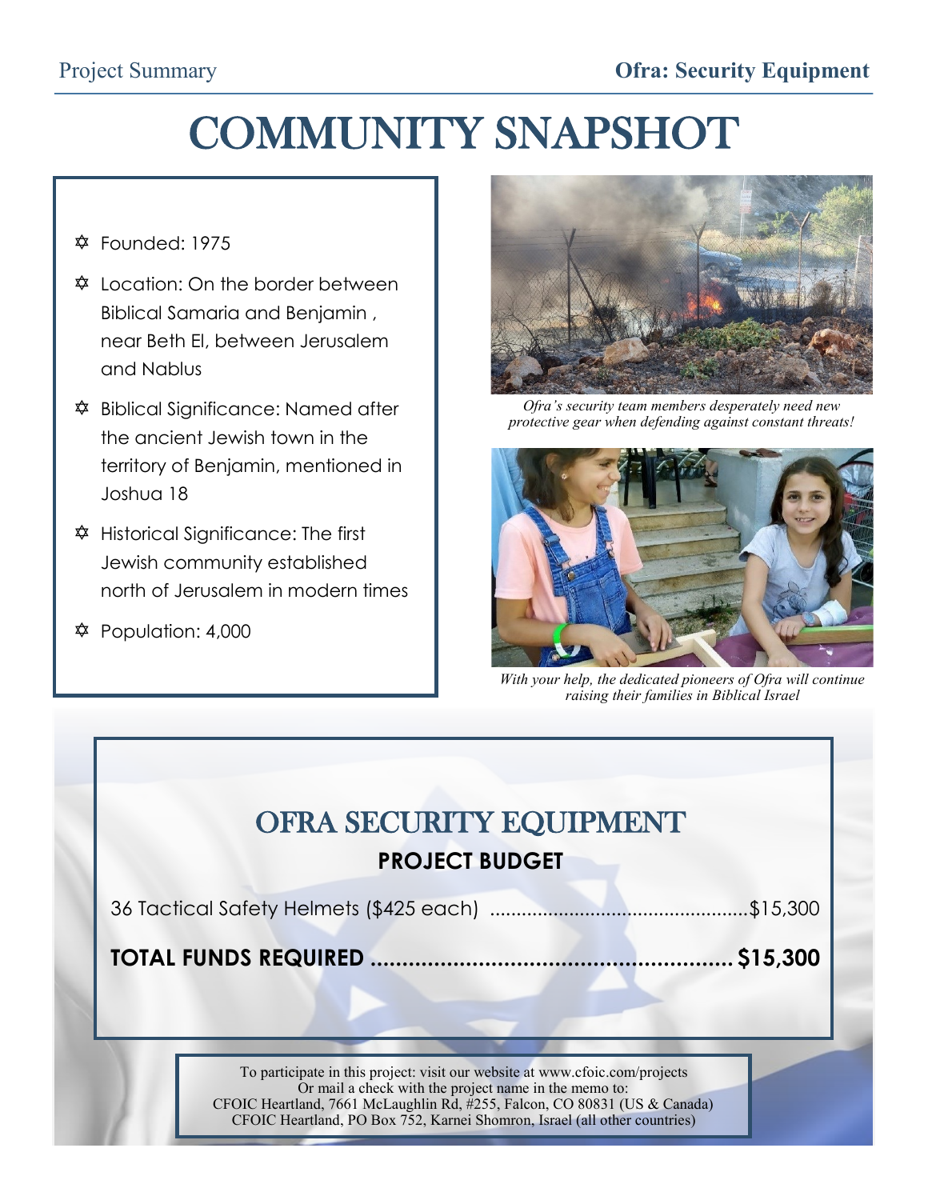# COMMUNITY SNAPSHOT

- Founded: 1975
- Location: On the border between Biblical Samaria and Benjamin , near Beth El, between Jerusalem and Nablus
- Biblical Significance: Named after the ancient Jewish town in the territory of Benjamin, mentioned in Joshua 18
- Historical Significance: The first Jewish community established north of Jerusalem in modern times
- Population: 4,000

*Ofra's security team members desperately need new protective gear when defending against constant threats!*

*With your help, the dedicated pioneers of Ofra will continue raising their families in Biblical Israel*

## OFRA SECURITY EQUIPMENT

### PROJECT BUDGET

36 Tactical Safety Helmets ($425 each) ................................................$15,300

**TOTAL FUNDS REQUIRED ........................................................ $15,300**

To participate in this project: visit our website at www.cfoic.com/projects
Or mail a check with the project name in the memo to:
CFOIC Heartland, 7661 McLaughlin Rd, #255, Falcon, CO 80831 (US & Canada)
CFOIC Heartland, PO Box 752, Karnei Shomron, Israel (all other countries)